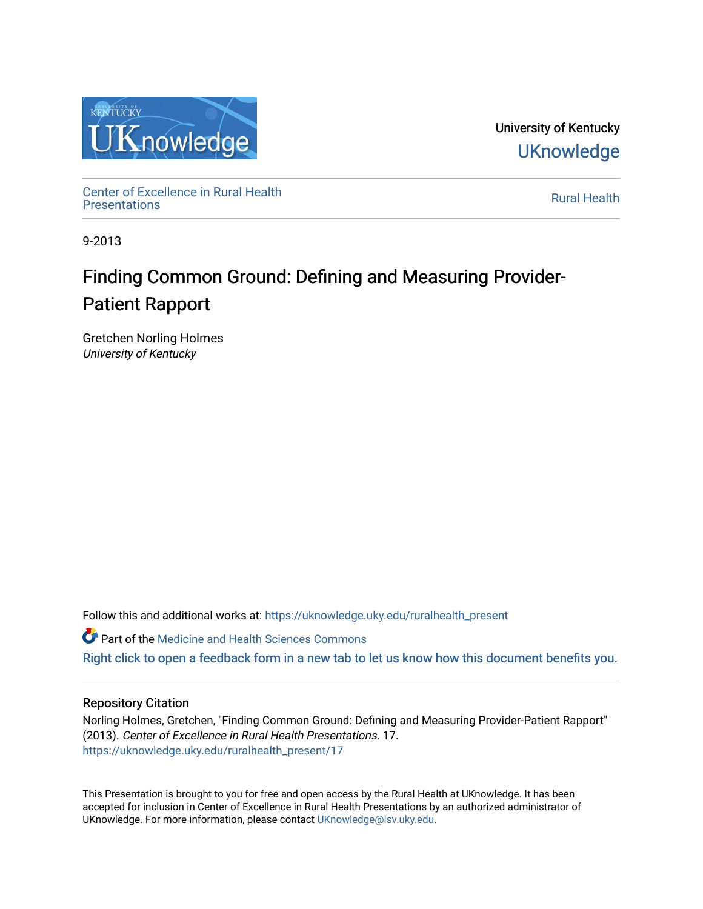University of Kentucky
UKnowledge

Center of Excellence in Rural Health Presentations

Rural Health

9-2013

# Finding Common Ground: Defining and Measuring Provider-Patient Rapport

Gretchen Norling Holmes
*University of Kentucky*

Follow this and additional works at: https://uknowledge.uky.edu/ruralhealth_present

Part of the Medicine and Health Sciences Commons

Right click to open a feedback form in a new tab to let us know how this document benefits you.

## Repository Citation

Norling Holmes, Gretchen, "Finding Common Ground: Defining and Measuring Provider-Patient Rapport" (2013). *Center of Excellence in Rural Health Presentations*. 17.
https://uknowledge.uky.edu/ruralhealth_present/17

This Presentation is brought to you for free and open access by the Rural Health at UKnowledge. It has been accepted for inclusion in Center of Excellence in Rural Health Presentations by an authorized administrator of UKnowledge. For more information, please contact UKnowledge@lsv.uky.edu.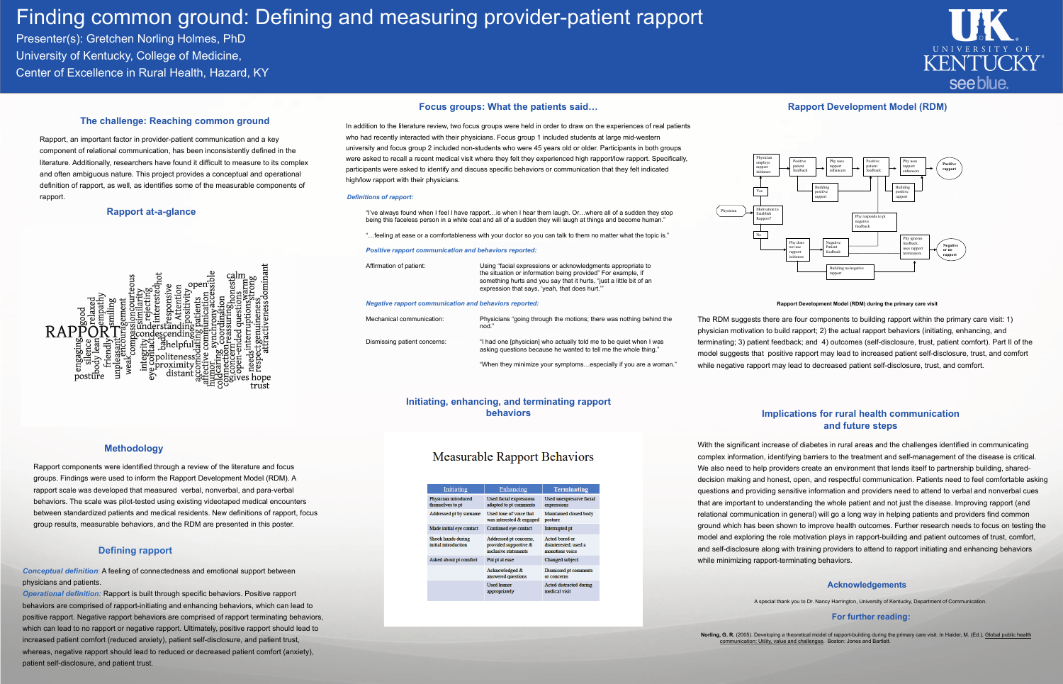# Finding common ground: Defining and measuring provider-patient rapport

Presenter(s): Gretchen Norling Holmes, PhD

University of Kentucky, College of Medicine,

Center of Excellence in Rural Health, Hazard, KY

## The challenge: Reaching common ground

Rapport, an important factor in provider-patient communication and a key component of relational communication, has been inconsistently defined in the literature. Additionally, researchers have found it difficult to measure to its complex and often ambiguous nature. This project provides a conceptual and operational definition of rapport, as well, as identifies some of the measurable components of rapport.

## Rapport at-a-glance

RAPPORT engaging good posture silence body lean relaxed friendly empathy smiling unpleasant encouragement weak compassion courteous integrity similarity eye contact rejecting understanding interested hot condescending bad responsive politeness proximity helpful positivity Attention distant open accommodating patients affective communication humor synchrony accessible coldness caring coordination connection reassuring concern open-ended questions gives hope honest needs interruptions warm respect genuineness strong trust attractiveness dominant

## Methodology

Rapport components were identified through a review of the literature and focus groups. Findings were used to inform the Rapport Development Model (RDM). A rapport scale was developed that measured verbal, nonverbal, and para-verbal behaviors. The scale was pilot-tested using existing videotaped medical encounters between standardized patients and medical residents. New definitions of rapport, focus group results, measurable behaviors, and the RDM are presented in this poster.

## Defining rapport

*Conceptual definition*: A feeling of connectedness and emotional support between physicians and patients.

*Operational definition:* Rapport is built through specific behaviors. Positive rapport behaviors are comprised of rapport-initiating and enhancing behaviors, which can lead to positive rapport. Negative rapport behaviors are comprised of rapport terminating behaviors, which can lead to no rapport or negative rapport. Ultimately, positive rapport should lead to increased patient comfort (reduced anxiety), patient self-disclosure, and patient trust, whereas, negative rapport should lead to reduced or decreased patient comfort (anxiety), patient self-disclosure, and patient trust.

## Focus groups: What the patients said…

In addition to the literature review, two focus groups were held in order to draw on the experiences of real patients who had recently interacted with their physicians. Focus group 1 included students at large mid-western university and focus group 2 included non-students who were 45 years old or older. Participants in both groups were asked to recall a recent medical visit where they felt they experienced high rapport/low rapport. Specifically, participants were asked to identify and discuss specific behaviors or communication that they felt indicated high/low rapport with their physicians.

***Definitions of rapport:***

"I've always found when I feel I have rapport…is when I hear them laugh. Or…where all of a sudden they stop being this faceless person in a white coat and all of a sudden they will laugh at things and become human."

"…feeling at ease or a comfortableness with your doctor so you can talk to them no matter what the topic is."

***Positive rapport communication and behaviors reported:***

| | |
|---|---|
| Affirmation of patient: | Using "facial expressions or acknowledgments appropriate to the situation or information being provided" For example, if something hurts and you say that it hurts, "just a little bit of an expression that says, 'yeah, that does hurt.'" |

***Negative rapport communication and behaviors reported:***

| | |
|---|---|
| Mechanical communication: | Physicians "going through the motions; there was nothing behind the nod." |
| Dismissing patient concerns: | "I had one [physician] who actually told me to be quiet when I was asking questions because he wanted to tell me the whole thing." |
| | "When they minimize your symptoms…especially if you are a woman." |

## Initiating, enhancing, and terminating rapport behaviors

### Measurable Rapport Behaviors

| Initiating | Enhancing | Terminating |
|---|---|---|
| Physician introduced themselves to pt | Used facial expressions adapted to pt comments | Used unexpressive facial expressions |
| Addressed pt by surname | Used tone of voice that was interested & engaged | Maintained closed body posture |
| Made initial eye contact | Continued eye contact | Interrupted pt |
| Shook hands during initial introduction | Addressed pt concerns, provided supportive & inclusive statements | Acted bored or disinterested; used a monotone voice |
| Asked about pt comfort | Put pt at ease | Changed subject |
| | Acknowledged & answered questions | Dismissed pt comments or concerns |
| | Used humor appropriately | Acted distracted during medical visit |

## Rapport Development Model (RDM)

Physician
Motivation to Establish Rapport?
Yes
No
Physician employs rapport initiators
Positive patient feedback
Phy uses rapport enhancers
Positive patient feedback
Phy uses rapport enhancers
Positive rapport
Building positive rapport
Building positive rapport
Phy responds to pt negative feedback
Phy does not use rapport initiators
Negative Patient feedback
Phy ignores feedback, uses rapport terminators
Negative or no rapport
Building no/negative rapport

**Rapport Development Model (RDM) during the primary care visit**

The RDM suggests there are four components to building rapport within the primary care visit: 1) physician motivation to build rapport; 2) the actual rapport behaviors (initiating, enhancing, and terminating; 3) patient feedback; and 4) outcomes (self-disclosure, trust, patient comfort). Part II of the model suggests that positive rapport may lead to increased patient self-disclosure, trust, and comfort while negative rapport may lead to decreased patient self-disclosure, trust, and comfort.

## Implications for rural health communication and future steps

With the significant increase of diabetes in rural areas and the challenges identified in communicating complex information, identifying barriers to the treatment and self-management of the disease is critical. We also need to help providers create an environment that lends itself to partnership building, shared-decision making and honest, open, and respectful communication. Patients need to feel comfortable asking questions and providing sensitive information and providers need to attend to verbal and nonverbal cues that are important to understanding the whole patient and not just the disease. Improving rapport (and relational communication in general) will go a long way in helping patients and providers find common ground which has been shown to improve health outcomes. Further research needs to focus on testing the model and exploring the role motivation plays in rapport-building and patient outcomes of trust, comfort, and self-disclosure along with training providers to attend to rapport initiating and enhancing behaviors while minimizing rapport-terminating behaviors.

## Acknowledgements

A special thank you to Dr. Nancy Harrington, University of Kentucky, Department of Communication.

## For further reading:

**Norling, G. R.** (2005). Developing a theoretical model of rapport-building during the primary care visit. In Haider, M. (Ed.). Global public health communication: Utility, value and challenges. Boston: Jones and Bartlett.